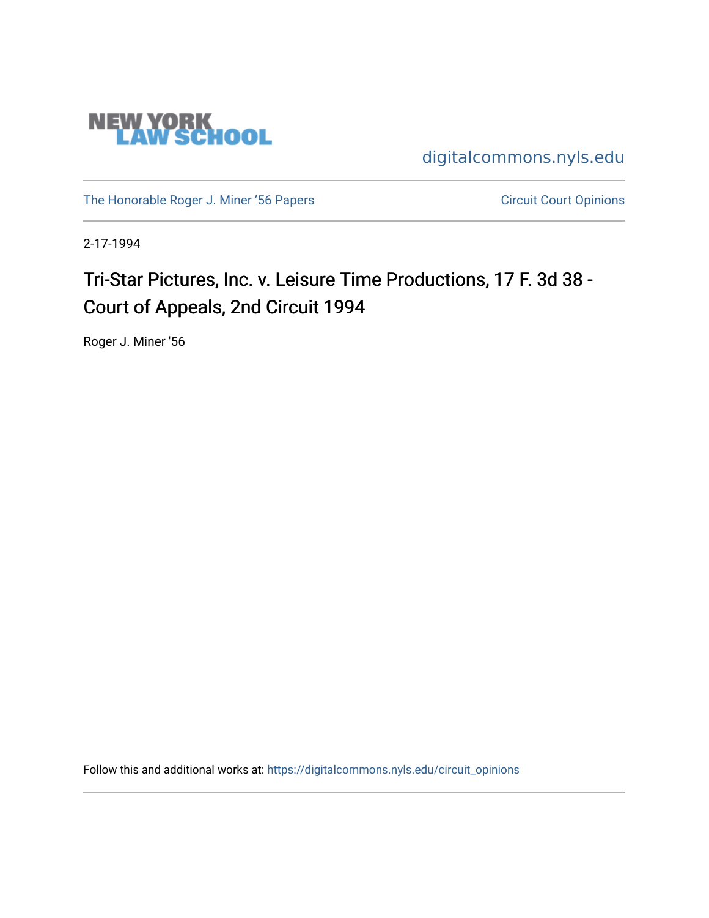NEW YORK LAW SCHOOL

digitalcommons.nyls.edu

The Honorable Roger J. Miner '56 Papers

Circuit Court Opinions

2-17-1994

# Tri-Star Pictures, Inc. v. Leisure Time Productions, 17 F. 3d 38 - Court of Appeals, 2nd Circuit 1994

Roger J. Miner '56

Follow this and additional works at: https://digitalcommons.nyls.edu/circuit_opinions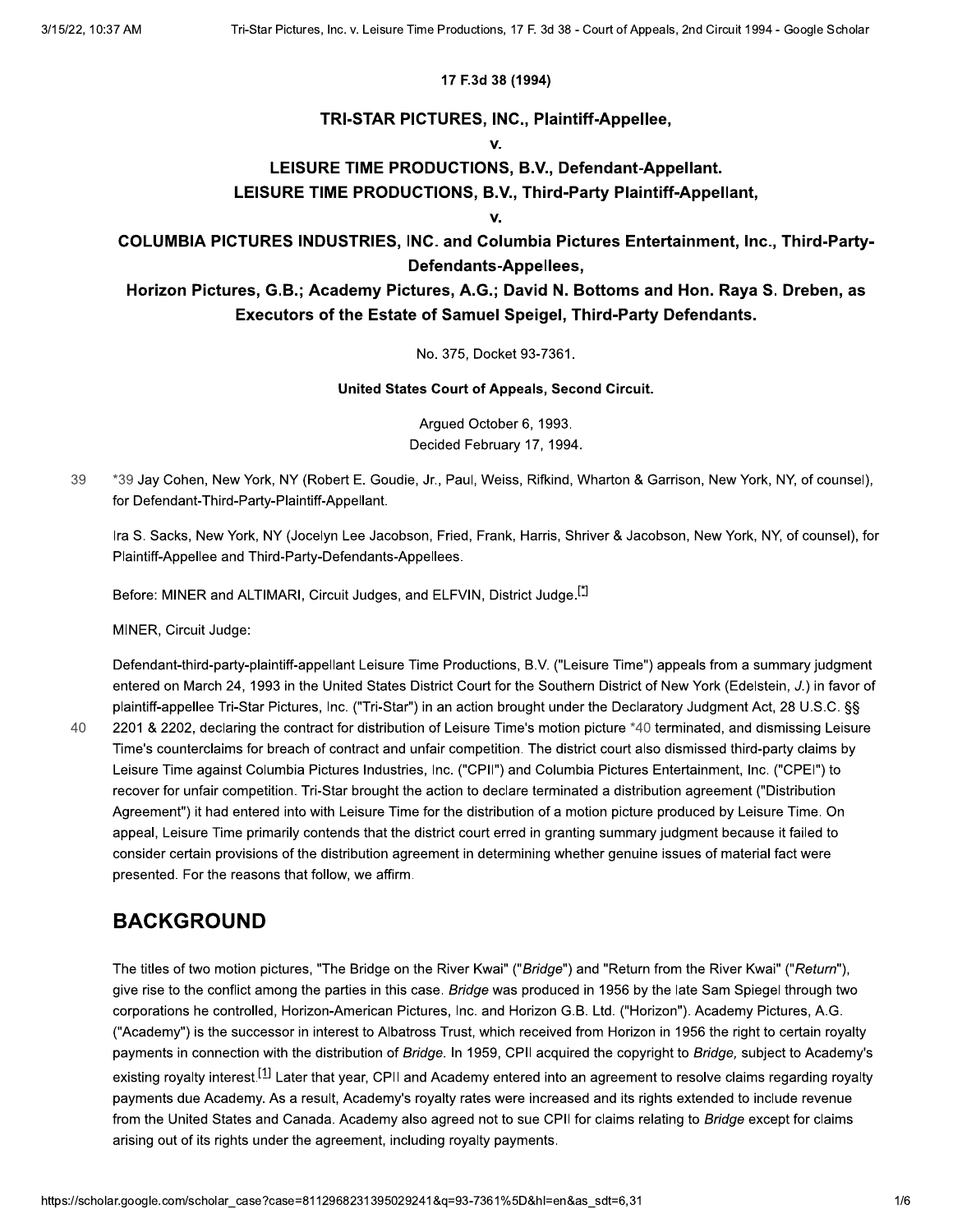**17 F.3d 38 (1994)**

**TRI-STAR PICTURES, INC., Plaintiff-Appellee,**

**v.**

**LEISURE TIME PRODUCTIONS, B.V., Defendant-Appellant.**
**LEISURE TIME PRODUCTIONS, B.V., Third-Party Plaintiff-Appellant,**

**v.**

**COLUMBIA PICTURES INDUSTRIES, INC. and Columbia Pictures Entertainment, Inc., Third-Party-Defendants-Appellees,**
**Horizon Pictures, G.B.; Academy Pictures, A.G.; David N. Bottoms and Hon. Raya S. Dreben, as Executors of the Estate of Samuel Speigel, Third-Party Defendants.**

No. 375, Docket 93-7361.

**United States Court of Appeals, Second Circuit.**

Argued October 6, 1993.
Decided February 17, 1994.

*39 Jay Cohen, New York, NY (Robert E. Goudie, Jr., Paul, Weiss, Rifkind, Wharton & Garrison, New York, NY, of counsel), for Defendant-Third-Party-Plaintiff-Appellant.

Ira S. Sacks, New York, NY (Jocelyn Lee Jacobson, Fried, Frank, Harris, Shriver & Jacobson, New York, NY, of counsel), for Plaintiff-Appellee and Third-Party-Defendants-Appellees.

Before: MINER and ALTIMARI, Circuit Judges, and ELFVIN, District Judge.[*]

MINER, Circuit Judge:

Defendant-third-party-plaintiff-appellant Leisure Time Productions, B.V. ("Leisure Time") appeals from a summary judgment entered on March 24, 1993 in the United States District Court for the Southern District of New York (Edelstein, *J.*) in favor of plaintiff-appellee Tri-Star Pictures, Inc. ("Tri-Star") in an action brought under the Declaratory Judgment Act, 28 U.S.C. §§ 2201 & 2202, declaring the contract for distribution of Leisure Time's motion picture *40 terminated, and dismissing Leisure Time's counterclaims for breach of contract and unfair competition. The district court also dismissed third-party claims by Leisure Time against Columbia Pictures Industries, Inc. ("CPII") and Columbia Pictures Entertainment, Inc. ("CPEI") to recover for unfair competition. Tri-Star brought the action to declare terminated a distribution agreement ("Distribution Agreement") it had entered into with Leisure Time for the distribution of a motion picture produced by Leisure Time. On appeal, Leisure Time primarily contends that the district court erred in granting summary judgment because it failed to consider certain provisions of the distribution agreement in determining whether genuine issues of material fact were presented. For the reasons that follow, we affirm.

## BACKGROUND

The titles of two motion pictures, "The Bridge on the River Kwai" ("*Bridge*") and "Return from the River Kwai" ("*Return*"), give rise to the conflict among the parties in this case. *Bridge* was produced in 1956 by the late Sam Spiegel through two corporations he controlled, Horizon-American Pictures, Inc. and Horizon G.B. Ltd. ("Horizon"). Academy Pictures, A.G. ("Academy") is the successor in interest to Albatross Trust, which received from Horizon in 1956 the right to certain royalty payments in connection with the distribution of *Bridge*. In 1959, CPII acquired the copyright to *Bridge,* subject to Academy's existing royalty interest.[1] Later that year, CPII and Academy entered into an agreement to resolve claims regarding royalty payments due Academy. As a result, Academy's royalty rates were increased and its rights extended to include revenue from the United States and Canada. Academy also agreed not to sue CPII for claims relating to *Bridge* except for claims arising out of its rights under the agreement, including royalty payments.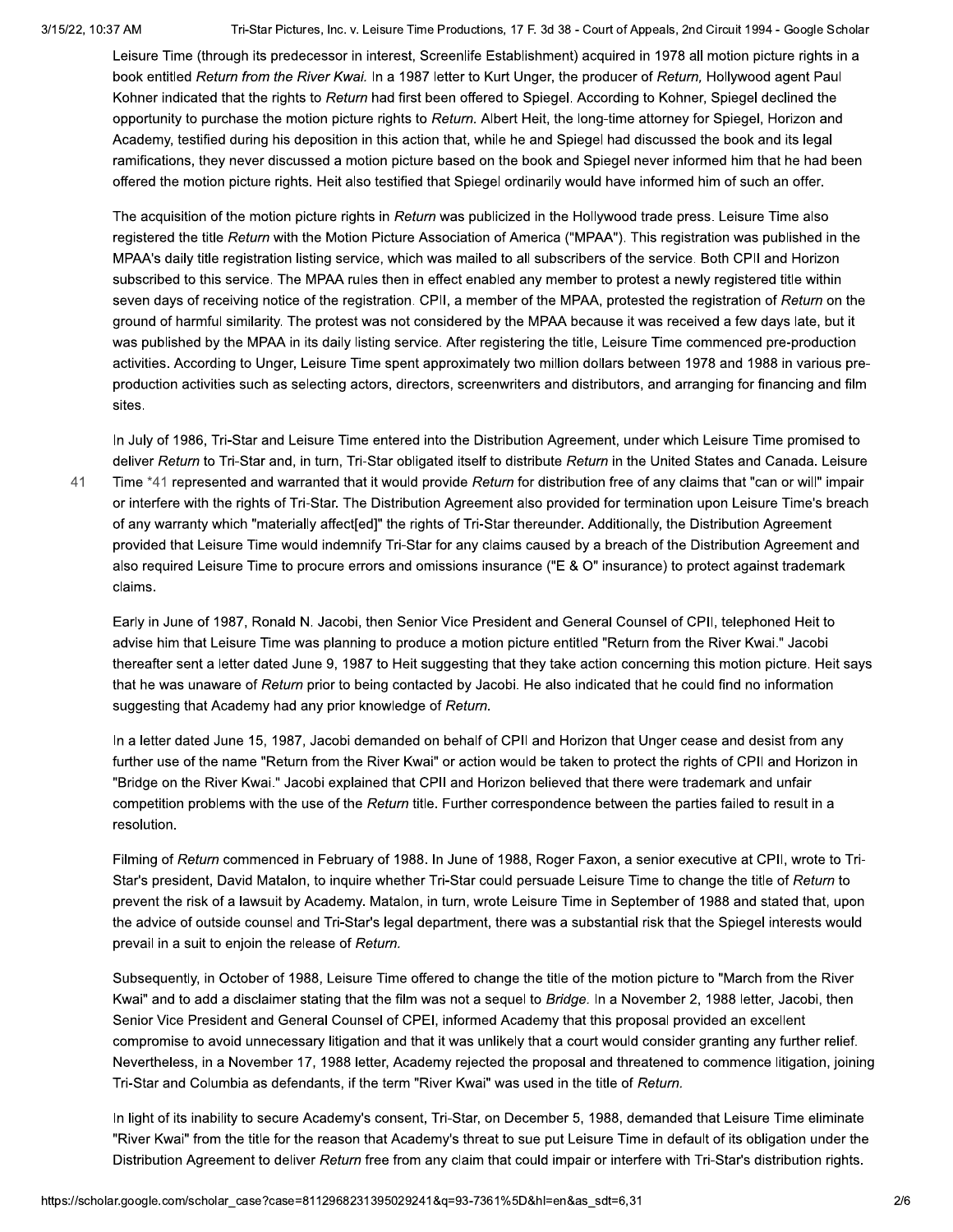Leisure Time (through its predecessor in interest, Screenlife Establishment) acquired in 1978 all motion picture rights in a book entitled *Return from the River Kwai.* In a 1987 letter to Kurt Unger, the producer of *Return,* Hollywood agent Paul Kohner indicated that the rights to *Return* had first been offered to Spiegel. According to Kohner, Spiegel declined the opportunity to purchase the motion picture rights to *Return.* Albert Heit, the long-time attorney for Spiegel, Horizon and Academy, testified during his deposition in this action that, while he and Spiegel had discussed the book and its legal ramifications, they never discussed a motion picture based on the book and Spiegel never informed him that he had been offered the motion picture rights. Heit also testified that Spiegel ordinarily would have informed him of such an offer.

The acquisition of the motion picture rights in *Return* was publicized in the Hollywood trade press. Leisure Time also registered the title *Return* with the Motion Picture Association of America ("MPAA"). This registration was published in the MPAA's daily title registration listing service, which was mailed to all subscribers of the service. Both CPII and Horizon subscribed to this service. The MPAA rules then in effect enabled any member to protest a newly registered title within seven days of receiving notice of the registration. CPII, a member of the MPAA, protested the registration of *Return* on the ground of harmful similarity. The protest was not considered by the MPAA because it was received a few days late, but it was published by the MPAA in its daily listing service. After registering the title, Leisure Time commenced pre-production activities. According to Unger, Leisure Time spent approximately two million dollars between 1978 and 1988 in various pre-production activities such as selecting actors, directors, screenwriters and distributors, and arranging for financing and film sites.

In July of 1986, Tri-Star and Leisure Time entered into the Distribution Agreement, under which Leisure Time promised to deliver *Return* to Tri-Star and, in turn, Tri-Star obligated itself to distribute *Return* in the United States and Canada. Leisure Time *41 represented and warranted that it would provide *Return* for distribution free of any claims that "can or will" impair or interfere with the rights of Tri-Star. The Distribution Agreement also provided for termination upon Leisure Time's breach of any warranty which "materially affect[ed]" the rights of Tri-Star thereunder. Additionally, the Distribution Agreement provided that Leisure Time would indemnify Tri-Star for any claims caused by a breach of the Distribution Agreement and also required Leisure Time to procure errors and omissions insurance ("E & O" insurance) to protect against trademark claims.

Early in June of 1987, Ronald N. Jacobi, then Senior Vice President and General Counsel of CPII, telephoned Heit to advise him that Leisure Time was planning to produce a motion picture entitled "Return from the River Kwai." Jacobi thereafter sent a letter dated June 9, 1987 to Heit suggesting that they take action concerning this motion picture. Heit says that he was unaware of *Return* prior to being contacted by Jacobi. He also indicated that he could find no information suggesting that Academy had any prior knowledge of *Return.*

In a letter dated June 15, 1987, Jacobi demanded on behalf of CPII and Horizon that Unger cease and desist from any further use of the name "Return from the River Kwai" or action would be taken to protect the rights of CPII and Horizon in "Bridge on the River Kwai." Jacobi explained that CPII and Horizon believed that there were trademark and unfair competition problems with the use of the *Return* title. Further correspondence between the parties failed to result in a resolution.

Filming of *Return* commenced in February of 1988. In June of 1988, Roger Faxon, a senior executive at CPII, wrote to Tri-Star's president, David Matalon, to inquire whether Tri-Star could persuade Leisure Time to change the title of *Return* to prevent the risk of a lawsuit by Academy. Matalon, in turn, wrote Leisure Time in September of 1988 and stated that, upon the advice of outside counsel and Tri-Star's legal department, there was a substantial risk that the Spiegel interests would prevail in a suit to enjoin the release of *Return.*

Subsequently, in October of 1988, Leisure Time offered to change the title of the motion picture to "March from the River Kwai" and to add a disclaimer stating that the film was not a sequel to *Bridge.* In a November 2, 1988 letter, Jacobi, then Senior Vice President and General Counsel of CPEI, informed Academy that this proposal provided an excellent compromise to avoid unnecessary litigation and that it was unlikely that a court would consider granting any further relief. Nevertheless, in a November 17, 1988 letter, Academy rejected the proposal and threatened to commence litigation, joining Tri-Star and Columbia as defendants, if the term "River Kwai" was used in the title of *Return.*

In light of its inability to secure Academy's consent, Tri-Star, on December 5, 1988, demanded that Leisure Time eliminate "River Kwai" from the title for the reason that Academy's threat to sue put Leisure Time in default of its obligation under the Distribution Agreement to deliver *Return* free from any claim that could impair or interfere with Tri-Star's distribution rights.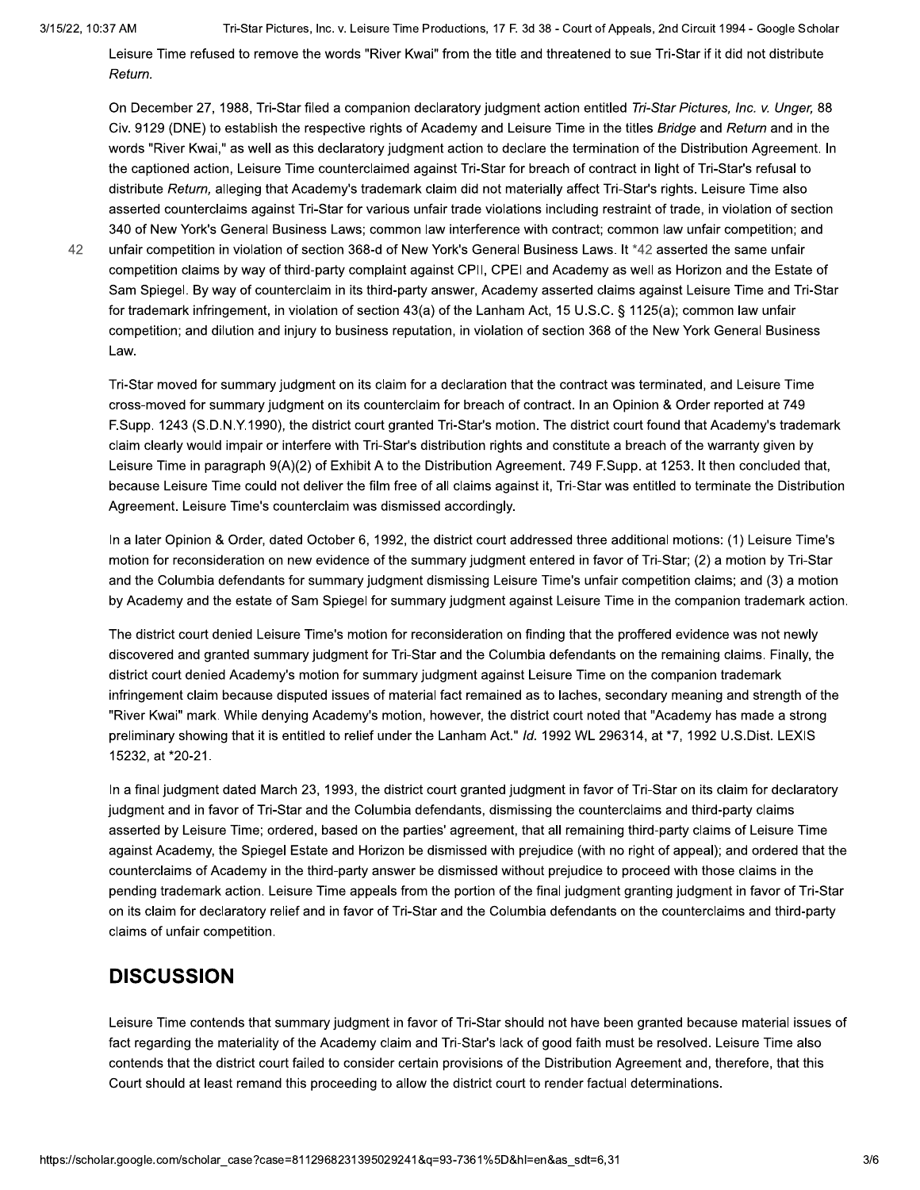Leisure Time refused to remove the words "River Kwai" from the title and threatened to sue Tri-Star if it did not distribute *Return.*

On December 27, 1988, Tri-Star filed a companion declaratory judgment action entitled *Tri-Star Pictures, Inc. v. Unger,* 88 Civ. 9129 (DNE) to establish the respective rights of Academy and Leisure Time in the titles *Bridge* and *Return* and in the words "River Kwai," as well as this declaratory judgment action to declare the termination of the Distribution Agreement. In the captioned action, Leisure Time counterclaimed against Tri-Star for breach of contract in light of Tri-Star's refusal to distribute *Return,* alleging that Academy's trademark claim did not materially affect Tri-Star's rights. Leisure Time also asserted counterclaims against Tri-Star for various unfair trade violations including restraint of trade, in violation of section 340 of New York's General Business Laws; common law interference with contract; common law unfair competition; and unfair competition in violation of section 368-d of New York's General Business Laws. It *42 asserted the same unfair competition claims by way of third-party complaint against CPII, CPEI and Academy as well as Horizon and the Estate of Sam Spiegel. By way of counterclaim in its third-party answer, Academy asserted claims against Leisure Time and Tri-Star for trademark infringement, in violation of section 43(a) of the Lanham Act, 15 U.S.C. § 1125(a); common law unfair competition; and dilution and injury to business reputation, in violation of section 368 of the New York General Business Law.

Tri-Star moved for summary judgment on its claim for a declaration that the contract was terminated, and Leisure Time cross-moved for summary judgment on its counterclaim for breach of contract. In an Opinion & Order reported at 749 F.Supp. 1243 (S.D.N.Y.1990), the district court granted Tri-Star's motion. The district court found that Academy's trademark claim clearly would impair or interfere with Tri-Star's distribution rights and constitute a breach of the warranty given by Leisure Time in paragraph 9(A)(2) of Exhibit A to the Distribution Agreement. 749 F.Supp. at 1253. It then concluded that, because Leisure Time could not deliver the film free of all claims against it, Tri-Star was entitled to terminate the Distribution Agreement. Leisure Time's counterclaim was dismissed accordingly.

In a later Opinion & Order, dated October 6, 1992, the district court addressed three additional motions: (1) Leisure Time's motion for reconsideration on new evidence of the summary judgment entered in favor of Tri-Star; (2) a motion by Tri-Star and the Columbia defendants for summary judgment dismissing Leisure Time's unfair competition claims; and (3) a motion by Academy and the estate of Sam Spiegel for summary judgment against Leisure Time in the companion trademark action.

The district court denied Leisure Time's motion for reconsideration on finding that the proffered evidence was not newly discovered and granted summary judgment for Tri-Star and the Columbia defendants on the remaining claims. Finally, the district court denied Academy's motion for summary judgment against Leisure Time on the companion trademark infringement claim because disputed issues of material fact remained as to laches, secondary meaning and strength of the "River Kwai" mark. While denying Academy's motion, however, the district court noted that "Academy has made a strong preliminary showing that it is entitled to relief under the Lanham Act." *Id.* 1992 WL 296314, at *7, 1992 U.S.Dist. LEXIS 15232, at *20-21.

In a final judgment dated March 23, 1993, the district court granted judgment in favor of Tri-Star on its claim for declaratory judgment and in favor of Tri-Star and the Columbia defendants, dismissing the counterclaims and third-party claims asserted by Leisure Time; ordered, based on the parties' agreement, that all remaining third-party claims of Leisure Time against Academy, the Spiegel Estate and Horizon be dismissed with prejudice (with no right of appeal); and ordered that the counterclaims of Academy in the third-party answer be dismissed without prejudice to proceed with those claims in the pending trademark action. Leisure Time appeals from the portion of the final judgment granting judgment in favor of Tri-Star on its claim for declaratory relief and in favor of Tri-Star and the Columbia defendants on the counterclaims and third-party claims of unfair competition.

## DISCUSSION

Leisure Time contends that summary judgment in favor of Tri-Star should not have been granted because material issues of fact regarding the materiality of the Academy claim and Tri-Star's lack of good faith must be resolved. Leisure Time also contends that the district court failed to consider certain provisions of the Distribution Agreement and, therefore, that this Court should at least remand this proceeding to allow the district court to render factual determinations.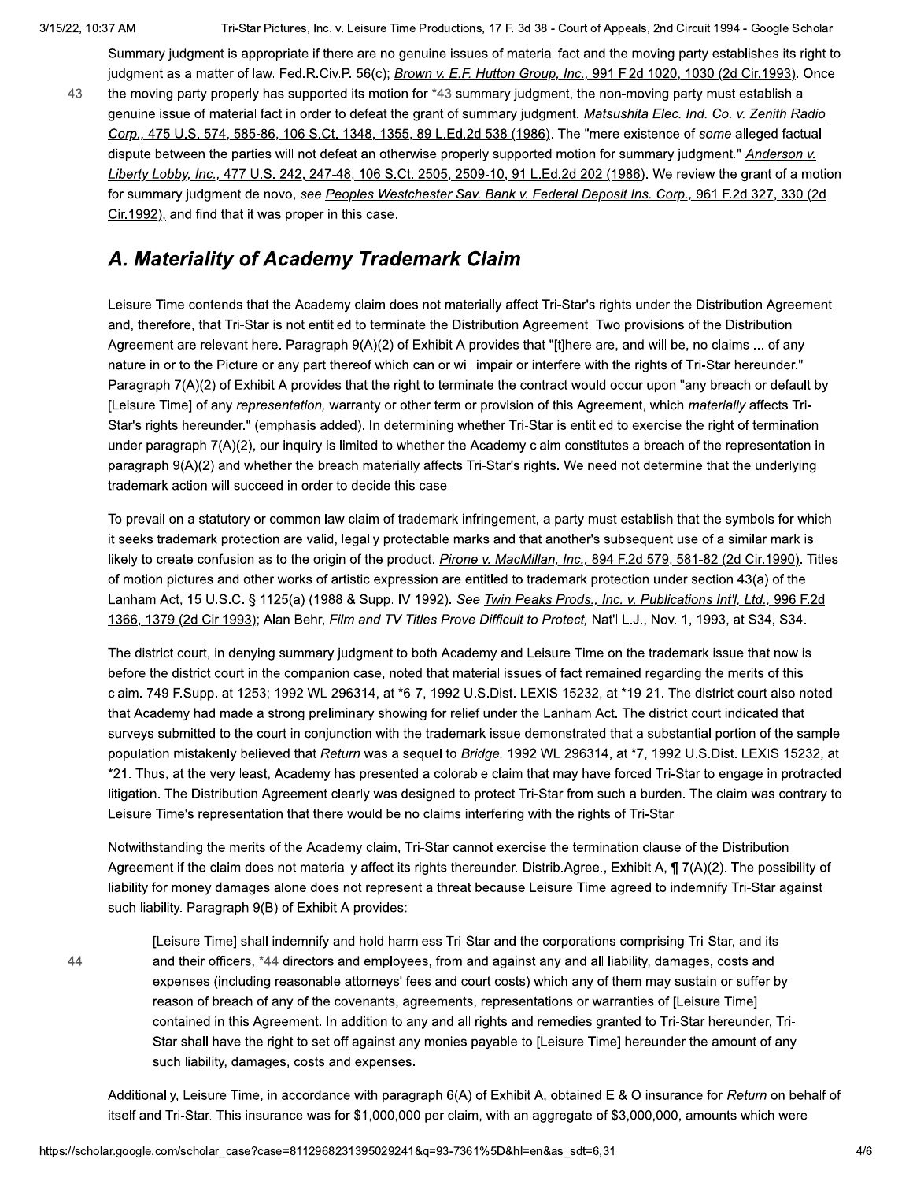Summary judgment is appropriate if there are no genuine issues of material fact and the moving party establishes its right to judgment as a matter of law. Fed.R.Civ.P. 56(c); Brown v. E.F. Hutton Group, Inc., 991 F.2d 1020, 1030 (2d Cir.1993). Once the moving party properly has supported its motion for *43 summary judgment, the non-moving party must establish a genuine issue of material fact in order to defeat the grant of summary judgment. Matsushita Elec. Ind. Co. v. Zenith Radio Corp., 475 U.S. 574, 585-86, 106 S.Ct. 1348, 1355, 89 L.Ed.2d 538 (1986). The "mere existence of *some* alleged factual dispute between the parties will not defeat an otherwise properly supported motion for summary judgment." Anderson v. Liberty Lobby, Inc., 477 U.S. 242, 247-48, 106 S.Ct. 2505, 2509-10, 91 L.Ed.2d 202 (1986). We review the grant of a motion for summary judgment de novo, *see* Peoples Westchester Sav. Bank v. Federal Deposit Ins. Corp., 961 F.2d 327, 330 (2d Cir.1992), and find that it was proper in this case.

## A. Materiality of Academy Trademark Claim

Leisure Time contends that the Academy claim does not materially affect Tri-Star's rights under the Distribution Agreement and, therefore, that Tri-Star is not entitled to terminate the Distribution Agreement. Two provisions of the Distribution Agreement are relevant here. Paragraph 9(A)(2) of Exhibit A provides that "[t]here are, and will be, no claims ... of any nature in or to the Picture or any part thereof which can or will impair or interfere with the rights of Tri-Star hereunder." Paragraph 7(A)(2) of Exhibit A provides that the right to terminate the contract would occur upon "any breach or default by [Leisure Time] of any *representation,* warranty or other term or provision of this Agreement, which *materially* affects Tri-Star's rights hereunder." (emphasis added). In determining whether Tri-Star is entitled to exercise the right of termination under paragraph 7(A)(2), our inquiry is limited to whether the Academy claim constitutes a breach of the representation in paragraph 9(A)(2) and whether the breach materially affects Tri-Star's rights. We need not determine that the underlying trademark action will succeed in order to decide this case.

To prevail on a statutory or common law claim of trademark infringement, a party must establish that the symbols for which it seeks trademark protection are valid, legally protectable marks and that another's subsequent use of a similar mark is likely to create confusion as to the origin of the product. Pirone v. MacMillan, Inc., 894 F.2d 579, 581-82 (2d Cir.1990). Titles of motion pictures and other works of artistic expression are entitled to trademark protection under section 43(a) of the Lanham Act, 15 U.S.C. § 1125(a) (1988 & Supp. IV 1992). *See* Twin Peaks Prods., Inc. v. Publications Int'l, Ltd., 996 F.2d 1366, 1379 (2d Cir.1993); Alan Behr, *Film and TV Titles Prove Difficult to Protect,* Nat'l L.J., Nov. 1, 1993, at S34, S34.

The district court, in denying summary judgment to both Academy and Leisure Time on the trademark issue that now is before the district court in the companion case, noted that material issues of fact remained regarding the merits of this claim. 749 F.Supp. at 1253; 1992 WL 296314, at *6-7, 1992 U.S.Dist. LEXIS 15232, at *19-21. The district court also noted that Academy had made a strong preliminary showing for relief under the Lanham Act. The district court indicated that surveys submitted to the court in conjunction with the trademark issue demonstrated that a substantial portion of the sample population mistakenly believed that *Return* was a sequel to *Bridge.* 1992 WL 296314, at *7, 1992 U.S.Dist. LEXIS 15232, at *21. Thus, at the very least, Academy has presented a colorable claim that may have forced Tri-Star to engage in protracted litigation. The Distribution Agreement clearly was designed to protect Tri-Star from such a burden. The claim was contrary to Leisure Time's representation that there would be no claims interfering with the rights of Tri-Star.

Notwithstanding the merits of the Academy claim, Tri-Star cannot exercise the termination clause of the Distribution Agreement if the claim does not materially affect its rights thereunder. Distrib.Agree., Exhibit A, ¶ 7(A)(2). The possibility of liability for money damages alone does not represent a threat because Leisure Time agreed to indemnify Tri-Star against such liability. Paragraph 9(B) of Exhibit A provides:

> [Leisure Time] shall indemnify and hold harmless Tri-Star and the corporations comprising Tri-Star, and its and their officers, *44 directors and employees, from and against any and all liability, damages, costs and expenses (including reasonable attorneys' fees and court costs) which any of them may sustain or suffer by reason of breach of any of the covenants, agreements, representations or warranties of [Leisure Time] contained in this Agreement. In addition to any and all rights and remedies granted to Tri-Star hereunder, Tri-Star shall have the right to set off against any monies payable to [Leisure Time] hereunder the amount of any such liability, damages, costs and expenses.

Additionally, Leisure Time, in accordance with paragraph 6(A) of Exhibit A, obtained E & O insurance for *Return* on behalf of itself and Tri-Star. This insurance was for $1,000,000 per claim, with an aggregate of $3,000,000, amounts which were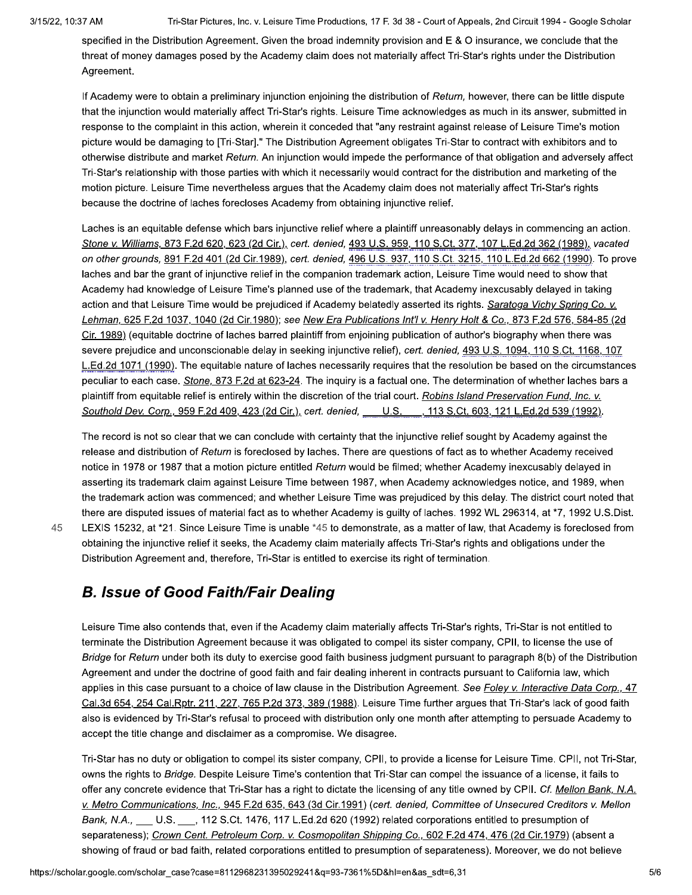specified in the Distribution Agreement. Given the broad indemnity provision and E & O insurance, we conclude that the threat of money damages posed by the Academy claim does not materially affect Tri-Star's rights under the Distribution Agreement.

If Academy were to obtain a preliminary injunction enjoining the distribution of *Return,* however, there can be little dispute that the injunction would materially affect Tri-Star's rights. Leisure Time acknowledges as much in its answer, submitted in response to the complaint in this action, wherein it conceded that "any restraint against release of Leisure Time's motion picture would be damaging to [Tri-Star]." The Distribution Agreement obligates Tri-Star to contract with exhibitors and to otherwise distribute and market *Return.* An injunction would impede the performance of that obligation and adversely affect Tri-Star's relationship with those parties with which it necessarily would contract for the distribution and marketing of the motion picture. Leisure Time nevertheless argues that the Academy claim does not materially affect Tri-Star's rights because the doctrine of laches forecloses Academy from obtaining injunctive relief.

Laches is an equitable defense which bars injunctive relief where a plaintiff unreasonably delays in commencing an action. *Stone v. Williams,* 873 F.2d 620, 623 (2d Cir.), *cert. denied,* 493 U.S. 959, 110 S.Ct. 377, 107 L.Ed.2d 362 (1989), *vacated on other grounds,* 891 F.2d 401 (2d Cir.1989), *cert. denied,* 496 U.S. 937, 110 S.Ct. 3215, 110 L.Ed.2d 662 (1990). To prove laches and bar the grant of injunctive relief in the companion trademark action, Leisure Time would need to show that Academy had knowledge of Leisure Time's planned use of the trademark, that Academy inexcusably delayed in taking action and that Leisure Time would be prejudiced if Academy belatedly asserted its rights. *Saratoga Vichy Spring Co. v. Lehman,* 625 F.2d 1037, 1040 (2d Cir.1980); *see New Era Publications Int'l v. Henry Holt & Co.,* 873 F.2d 576, 584-85 (2d Cir. 1989) (equitable doctrine of laches barred plaintiff from enjoining publication of author's biography when there was severe prejudice and unconscionable delay in seeking injunctive relief), *cert. denied,* 493 U.S. 1094, 110 S.Ct. 1168, 107 L.Ed.2d 1071 (1990). The equitable nature of laches necessarily requires that the resolution be based on the circumstances peculiar to each case. *Stone,* 873 F.2d at 623-24. The inquiry is a factual one. The determination of whether laches bars a plaintiff from equitable relief is entirely within the discretion of the trial court. *Robins Island Preservation Fund, Inc. v. Southold Dev. Corp.,* 959 F.2d 409, 423 (2d Cir.), *cert. denied,* ___ U.S. ___, 113 S.Ct. 603, 121 L.Ed.2d 539 (1992).

The record is not so clear that we can conclude with certainty that the injunctive relief sought by Academy against the release and distribution of *Return* is foreclosed by laches. There are questions of fact as to whether Academy received notice in 1978 or 1987 that a motion picture entitled *Return* would be filmed; whether Academy inexcusably delayed in asserting its trademark claim against Leisure Time between 1987, when Academy acknowledges notice, and 1989, when the trademark action was commenced; and whether Leisure Time was prejudiced by this delay. The district court noted that there are disputed issues of material fact as to whether Academy is guilty of laches. 1992 WL 296314, at *7, 1992 U.S.Dist. LEXIS 15232, at *21. Since Leisure Time is unable *45 to demonstrate, as a matter of law, that Academy is foreclosed from obtaining the injunctive relief it seeks, the Academy claim materially affects Tri-Star's rights and obligations under the Distribution Agreement and, therefore, Tri-Star is entitled to exercise its right of termination.

## B. Issue of Good Faith/Fair Dealing

Leisure Time also contends that, even if the Academy claim materially affects Tri-Star's rights, Tri-Star is not entitled to terminate the Distribution Agreement because it was obligated to compel its sister company, CPII, to license the use of *Bridge* for *Return* under both its duty to exercise good faith business judgment pursuant to paragraph 8(b) of the Distribution Agreement and under the doctrine of good faith and fair dealing inherent in contracts pursuant to California law, which applies in this case pursuant to a choice of law clause in the Distribution Agreement. *See Foley v. Interactive Data Corp.,* 47 Cal.3d 654, 254 Cal.Rptr. 211, 227, 765 P.2d 373, 389 (1988). Leisure Time further argues that Tri-Star's lack of good faith also is evidenced by Tri-Star's refusal to proceed with distribution only one month after attempting to persuade Academy to accept the title change and disclaimer as a compromise. We disagree.

Tri-Star has no duty or obligation to compel its sister company, CPII, to provide a license for Leisure Time. CPII, not Tri-Star, owns the rights to *Bridge.* Despite Leisure Time's contention that Tri-Star can compel the issuance of a license, it fails to offer any concrete evidence that Tri-Star has a right to dictate the licensing of any title owned by CPII. *Cf. Mellon Bank, N.A. v. Metro Communications, Inc.,* 945 F.2d 635, 643 (3d Cir.1991) (*cert. denied, Committee of Unsecured Creditors v. Mellon Bank, N.A.,* ___ U.S. ___, 112 S.Ct. 1476, 117 L.Ed.2d 620 (1992) related corporations entitled to presumption of separateness); *Crown Cent. Petroleum Corp. v. Cosmopolitan Shipping Co.,* 602 F.2d 474, 476 (2d Cir.1979) (absent a showing of fraud or bad faith, related corporations entitled to presumption of separateness). Moreover, we do not believe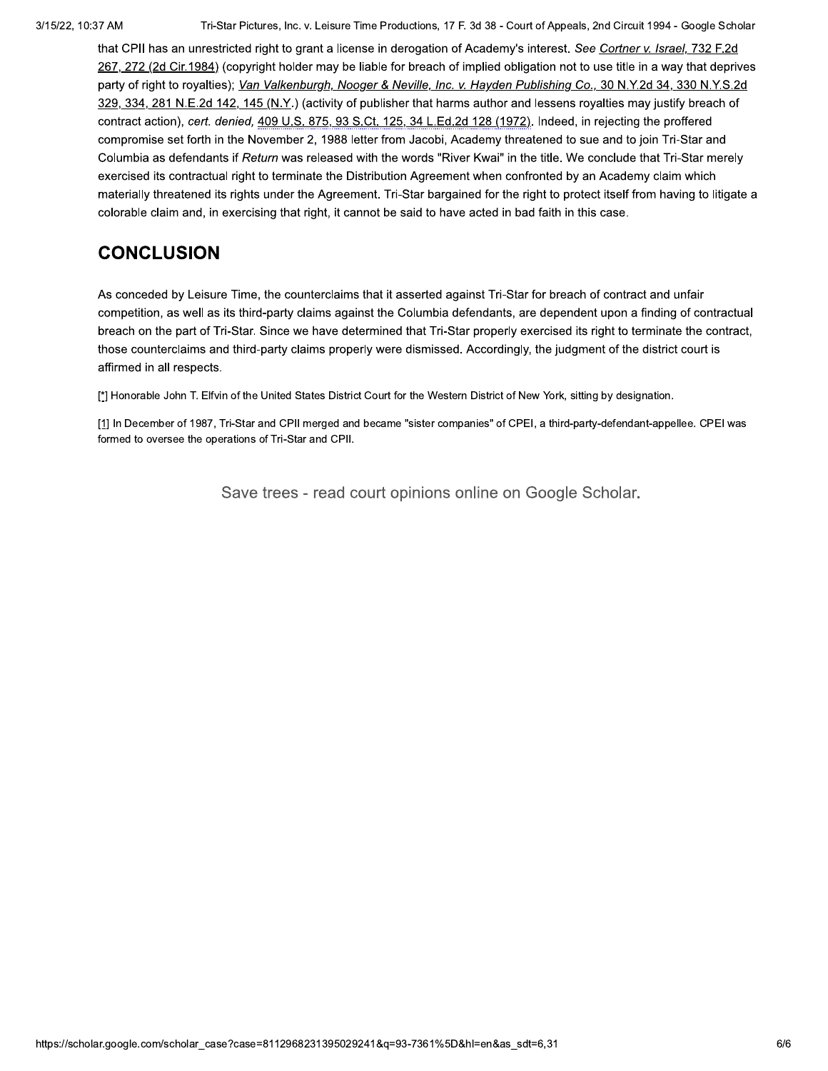that CPII has an unrestricted right to grant a license in derogation of Academy's interest. *See Cortner v. Israel,* 732 F.2d 267, 272 (2d Cir.1984) (copyright holder may be liable for breach of implied obligation not to use title in a way that deprives party of right to royalties); *Van Valkenburgh, Nooger & Neville, Inc. v. Hayden Publishing Co.,* 30 N.Y.2d 34, 330 N.Y.S.2d 329, 334, 281 N.E.2d 142, 145 (N.Y.) (activity of publisher that harms author and lessens royalties may justify breach of contract action), *cert. denied,* 409 U.S. 875, 93 S.Ct. 125, 34 L.Ed.2d 128 (1972). Indeed, in rejecting the proffered compromise set forth in the November 2, 1988 letter from Jacobi, Academy threatened to sue and to join Tri-Star and Columbia as defendants if *Return* was released with the words "River Kwai" in the title. We conclude that Tri-Star merely exercised its contractual right to terminate the Distribution Agreement when confronted by an Academy claim which materially threatened its rights under the Agreement. Tri-Star bargained for the right to protect itself from having to litigate a colorable claim and, in exercising that right, it cannot be said to have acted in bad faith in this case.

## CONCLUSION

As conceded by Leisure Time, the counterclaims that it asserted against Tri-Star for breach of contract and unfair competition, as well as its third-party claims against the Columbia defendants, are dependent upon a finding of contractual breach on the part of Tri-Star. Since we have determined that Tri-Star properly exercised its right to terminate the contract, those counterclaims and third-party claims properly were dismissed. Accordingly, the judgment of the district court is affirmed in all respects.

[*] Honorable John T. Elfvin of the United States District Court for the Western District of New York, sitting by designation.

[1] In December of 1987, Tri-Star and CPII merged and became "sister companies" of CPEI, a third-party-defendant-appellee. CPEI was formed to oversee the operations of Tri-Star and CPII.

Save trees - read court opinions online on Google Scholar.